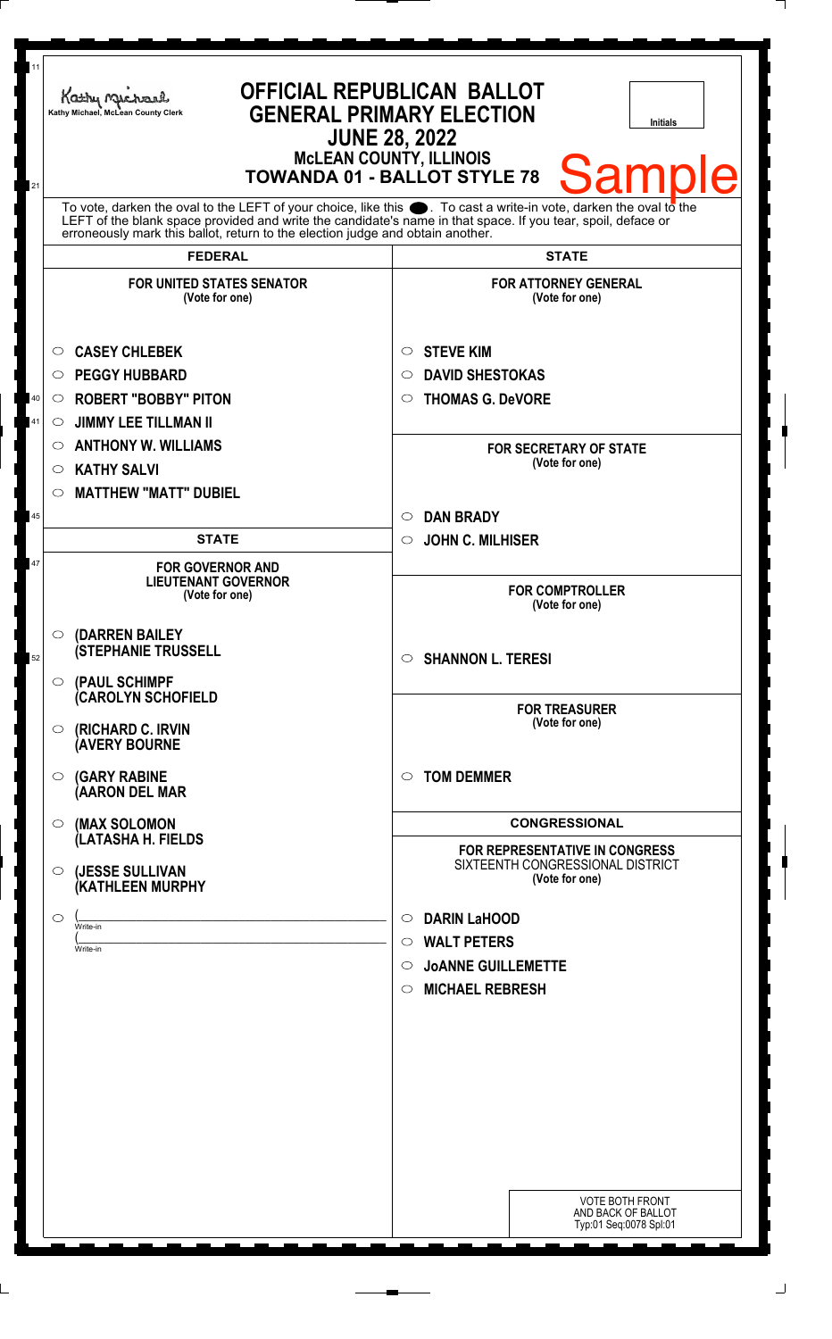Kathy Michael, McLean County Clerk

# OFFICIAL REPUBLICAN BALLOT
## GENERAL PRIMARY ELECTION
## JUNE 28, 2022
### McLEAN COUNTY, ILLINOIS
### TOWANDA 01 - BALLOT STYLE 78

Initials

Sample

To vote, darken the oval to the LEFT of your choice, like this ●. To cast a write-in vote, darken the oval to the LEFT of the blank space provided and write the candidate's name in that space. If you tear, spoil, deface or erroneously mark this ballot, return to the election judge and obtain another.

## FEDERAL

**FOR UNITED STATES SENATOR**
(Vote for one)

- ○ **CASEY CHLEBEK**
- ○ **PEGGY HUBBARD**
- ○ **ROBERT "BOBBY" PITON**
- ○ **JIMMY LEE TILLMAN II**
- ○ **ANTHONY W. WILLIAMS**
- ○ **KATHY SALVI**
- ○ **MATTHEW "MATT" DUBIEL**

## STATE

**FOR GOVERNOR AND LIEUTENANT GOVERNOR**
(Vote for one)

- ○ **(DARREN BAILEY (STEPHANIE TRUSSELL**
- ○ **(PAUL SCHIMPF (CAROLYN SCHOFIELD**
- ○ **(RICHARD C. IRVIN (AVERY BOURNE**
- ○ **(GARY RABINE (AARON DEL MAR**
- ○ **(MAX SOLOMON (LATASHA H. FIELDS**
- ○ **(JESSE SULLIVAN (KATHLEEN MURPHY**
- ○ (\_\_\_\_\_\_\_\_\_\_ Write-in
  (\_\_\_\_\_\_\_\_\_\_ Write-in

## STATE

**FOR ATTORNEY GENERAL**
(Vote for one)

- ○ **STEVE KIM**
- ○ **DAVID SHESTOKAS**
- ○ **THOMAS G. DeVORE**

**FOR SECRETARY OF STATE**
(Vote for one)

- ○ **DAN BRADY**
- ○ **JOHN C. MILHISER**

**FOR COMPTROLLER**
(Vote for one)

- ○ **SHANNON L. TERESI**

**FOR TREASURER**
(Vote for one)

- ○ **TOM DEMMER**

## CONGRESSIONAL

**FOR REPRESENTATIVE IN CONGRESS**
SIXTEENTH CONGRESSIONAL DISTRICT
(Vote for one)

- ○ **DARIN LaHOOD**
- ○ **WALT PETERS**
- ○ **JoANNE GUILLEMETTE**
- ○ **MICHAEL REBRESH**

VOTE BOTH FRONT AND BACK OF BALLOT
Typ:01 Seq:0078 Spl:01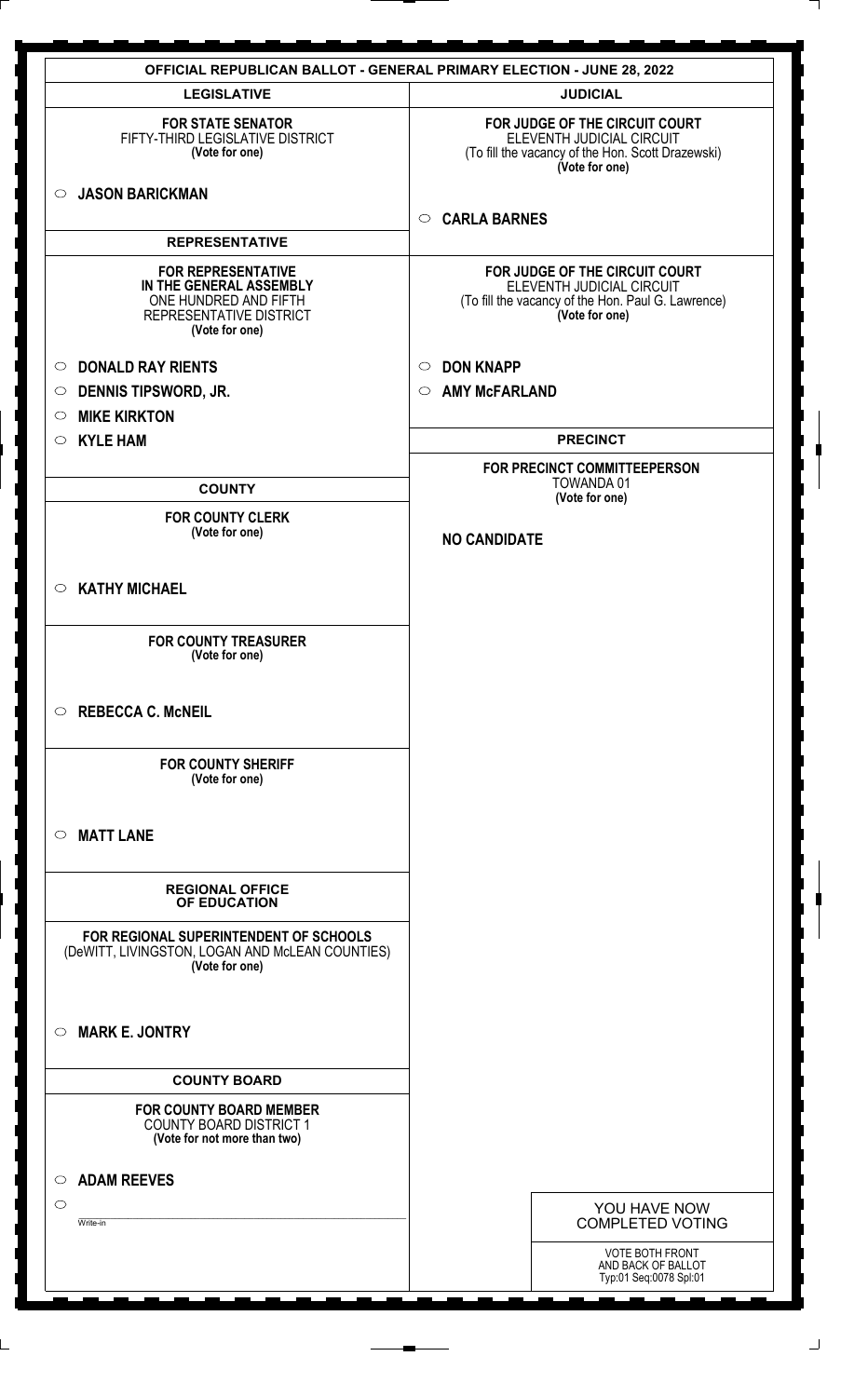# OFFICIAL REPUBLICAN BALLOT - GENERAL PRIMARY ELECTION - JUNE 28, 2022

## LEGISLATIVE

**FOR STATE SENATOR**
FIFTY-THIRD LEGISLATIVE DISTRICT
**(Vote for one)**

○ **JASON BARICKMAN**

## REPRESENTATIVE

**FOR REPRESENTATIVE IN THE GENERAL ASSEMBLY**
ONE HUNDRED AND FIFTH REPRESENTATIVE DISTRICT
**(Vote for one)**

○ **DONALD RAY RIENTS**
○ **DENNIS TIPSWORD, JR.**
○ **MIKE KIRKTON**
○ **KYLE HAM**

## COUNTY

**FOR COUNTY CLERK**
**(Vote for one)**

○ **KATHY MICHAEL**

**FOR COUNTY TREASURER**
**(Vote for one)**

○ **REBECCA C. McNEIL**

**FOR COUNTY SHERIFF**
**(Vote for one)**

○ **MATT LANE**

## REGIONAL OFFICE OF EDUCATION

**FOR REGIONAL SUPERINTENDENT OF SCHOOLS**
(DeWITT, LIVINGSTON, LOGAN AND McLEAN COUNTIES)
**(Vote for one)**

○ **MARK E. JONTRY**

## COUNTY BOARD

**FOR COUNTY BOARD MEMBER**
COUNTY BOARD DISTRICT 1
**(Vote for not more than two)**

○ **ADAM REEVES**
○ ______________________
Write-in

## JUDICIAL

**FOR JUDGE OF THE CIRCUIT COURT**
ELEVENTH JUDICIAL CIRCUIT
(To fill the vacancy of the Hon. Scott Drazewski)
**(Vote for one)**

○ **CARLA BARNES**

**FOR JUDGE OF THE CIRCUIT COURT**
ELEVENTH JUDICIAL CIRCUIT
(To fill the vacancy of the Hon. Paul G. Lawrence)
**(Vote for one)**

○ **DON KNAPP**
○ **AMY McFARLAND**

## PRECINCT

**FOR PRECINCT COMMITTEEPERSON**
TOWANDA 01
**(Vote for one)**

**NO CANDIDATE**

YOU HAVE NOW COMPLETED VOTING

VOTE BOTH FRONT AND BACK OF BALLOT
Typ:01 Seq:0078 Spl:01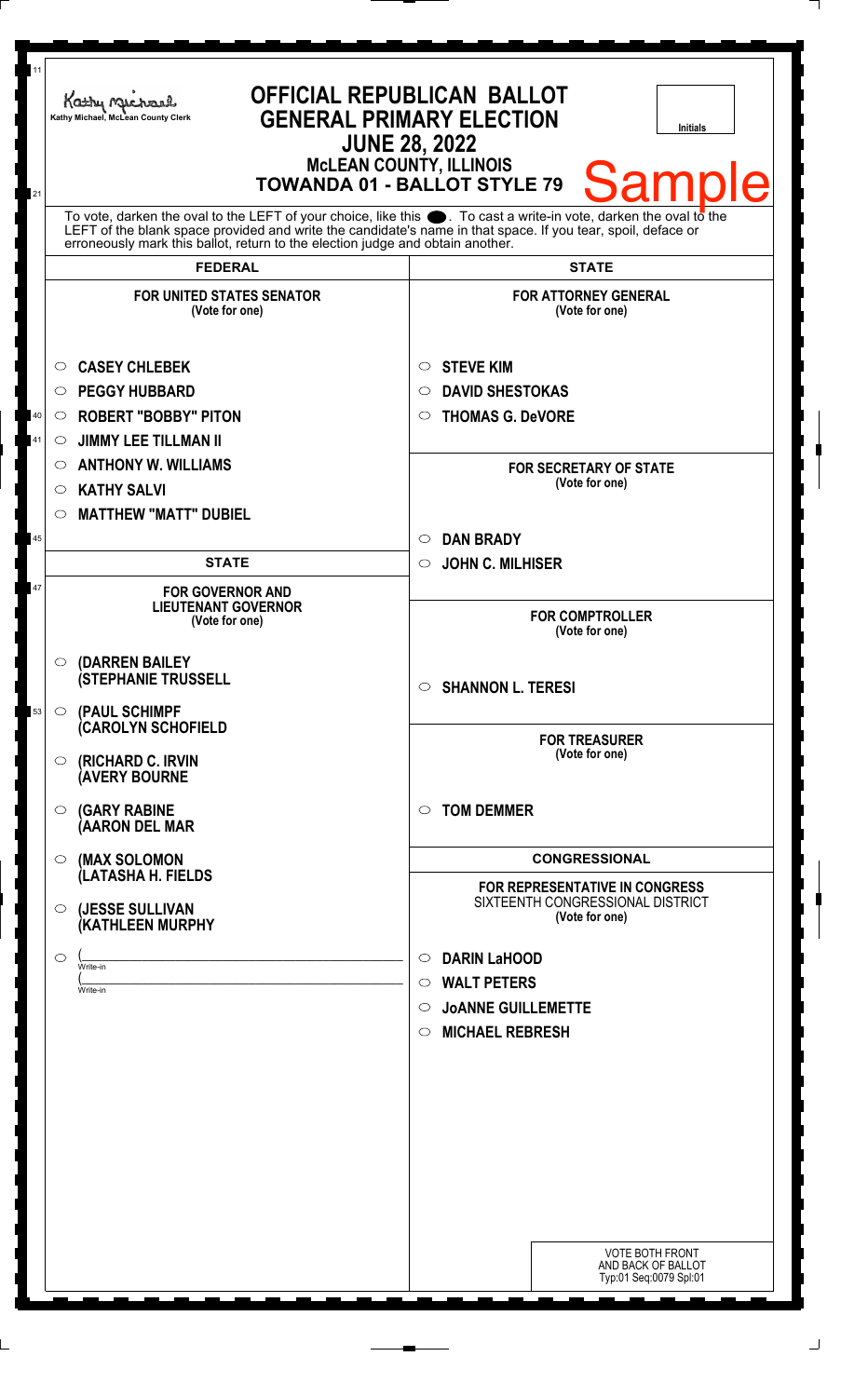Kathy Michael, McLean County Clerk

# OFFICIAL REPUBLICAN BALLOT
## GENERAL PRIMARY ELECTION
## JUNE 28, 2022
### McLEAN COUNTY, ILLINOIS
### TOWANDA 01 - BALLOT STYLE 79

Initials

Sample

To vote, darken the oval to the LEFT of your choice, like this ●. To cast a write-in vote, darken the oval to the LEFT of the blank space provided and write the candidate's name in that space. If you tear, spoil, deface or erroneously mark this ballot, return to the election judge and obtain another.

## FEDERAL

**FOR UNITED STATES SENATOR**
(Vote for one)

- ○ **CASEY CHLEBEK**
- ○ **PEGGY HUBBARD**
- ○ **ROBERT "BOBBY" PITON**
- ○ **JIMMY LEE TILLMAN II**
- ○ **ANTHONY W. WILLIAMS**
- ○ **KATHY SALVI**
- ○ **MATTHEW "MATT" DUBIEL**

## STATE

**FOR GOVERNOR AND LIEUTENANT GOVERNOR**
(Vote for one)

- ○ **(DARREN BAILEY (STEPHANIE TRUSSELL**
- ○ **(PAUL SCHIMPF (CAROLYN SCHOFIELD**
- ○ **(RICHARD C. IRVIN (AVERY BOURNE**
- ○ **(GARY RABINE (AARON DEL MAR**
- ○ **(MAX SOLOMON (LATASHA H. FIELDS**
- ○ **(JESSE SULLIVAN (KATHLEEN MURPHY**
- ○ (______________________ Write-in
  (______________________ Write-in

## STATE

**FOR ATTORNEY GENERAL**
(Vote for one)

- ○ **STEVE KIM**
- ○ **DAVID SHESTOKAS**
- ○ **THOMAS G. DeVORE**

**FOR SECRETARY OF STATE**
(Vote for one)

- ○ **DAN BRADY**
- ○ **JOHN C. MILHISER**

**FOR COMPTROLLER**
(Vote for one)

- ○ **SHANNON L. TERESI**

**FOR TREASURER**
(Vote for one)

- ○ **TOM DEMMER**

## CONGRESSIONAL

**FOR REPRESENTATIVE IN CONGRESS**
SIXTEENTH CONGRESSIONAL DISTRICT
(Vote for one)

- ○ **DARIN LaHOOD**
- ○ **WALT PETERS**
- ○ **JoANNE GUILLEMETTE**
- ○ **MICHAEL REBRESH**

VOTE BOTH FRONT AND BACK OF BALLOT
Typ:01 Seq:0079 Spl:01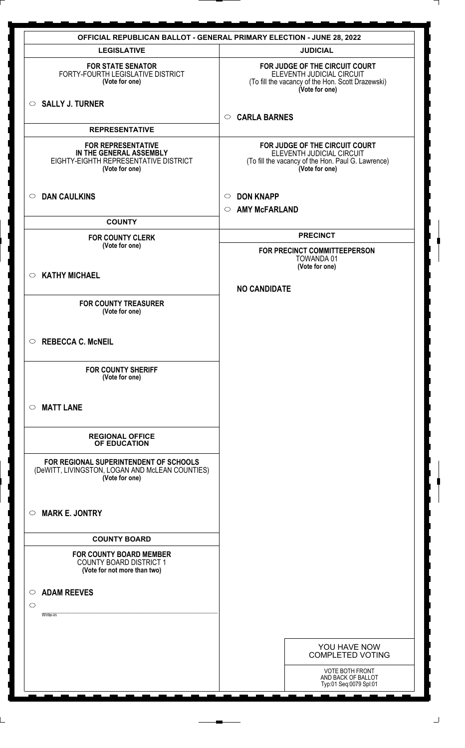# OFFICIAL REPUBLICAN BALLOT - GENERAL PRIMARY ELECTION - JUNE 28, 2022

## LEGISLATIVE

**FOR STATE SENATOR**
FORTY-FOURTH LEGISLATIVE DISTRICT
**(Vote for one)**

○ **SALLY J. TURNER**

## REPRESENTATIVE

**FOR REPRESENTATIVE IN THE GENERAL ASSEMBLY**
EIGHTY-EIGHTH REPRESENTATIVE DISTRICT
**(Vote for one)**

○ **DAN CAULKINS**

## COUNTY

**FOR COUNTY CLERK**
**(Vote for one)**

○ **KATHY MICHAEL**

**FOR COUNTY TREASURER**
**(Vote for one)**

○ **REBECCA C. McNEIL**

**FOR COUNTY SHERIFF**
**(Vote for one)**

○ **MATT LANE**

## REGIONAL OFFICE OF EDUCATION

**FOR REGIONAL SUPERINTENDENT OF SCHOOLS**
(DeWITT, LIVINGSTON, LOGAN AND McLEAN COUNTIES)
**(Vote for one)**

○ **MARK E. JONTRY**

## COUNTY BOARD

**FOR COUNTY BOARD MEMBER**
COUNTY BOARD DISTRICT 1
**(Vote for not more than two)**

○ **ADAM REEVES**

○ ____________________
Write-in

## JUDICIAL

**FOR JUDGE OF THE CIRCUIT COURT**
ELEVENTH JUDICIAL CIRCUIT
(To fill the vacancy of the Hon. Scott Drazewski)
**(Vote for one)**

○ **CARLA BARNES**

**FOR JUDGE OF THE CIRCUIT COURT**
ELEVENTH JUDICIAL CIRCUIT
(To fill the vacancy of the Hon. Paul G. Lawrence)
**(Vote for one)**

○ **DON KNAPP**

○ **AMY McFARLAND**

## PRECINCT

**FOR PRECINCT COMMITTEEPERSON**
TOWANDA 01
**(Vote for one)**

**NO CANDIDATE**

YOU HAVE NOW COMPLETED VOTING

VOTE BOTH FRONT AND BACK OF BALLOT
Typ:01 Seq:0079 Spl:01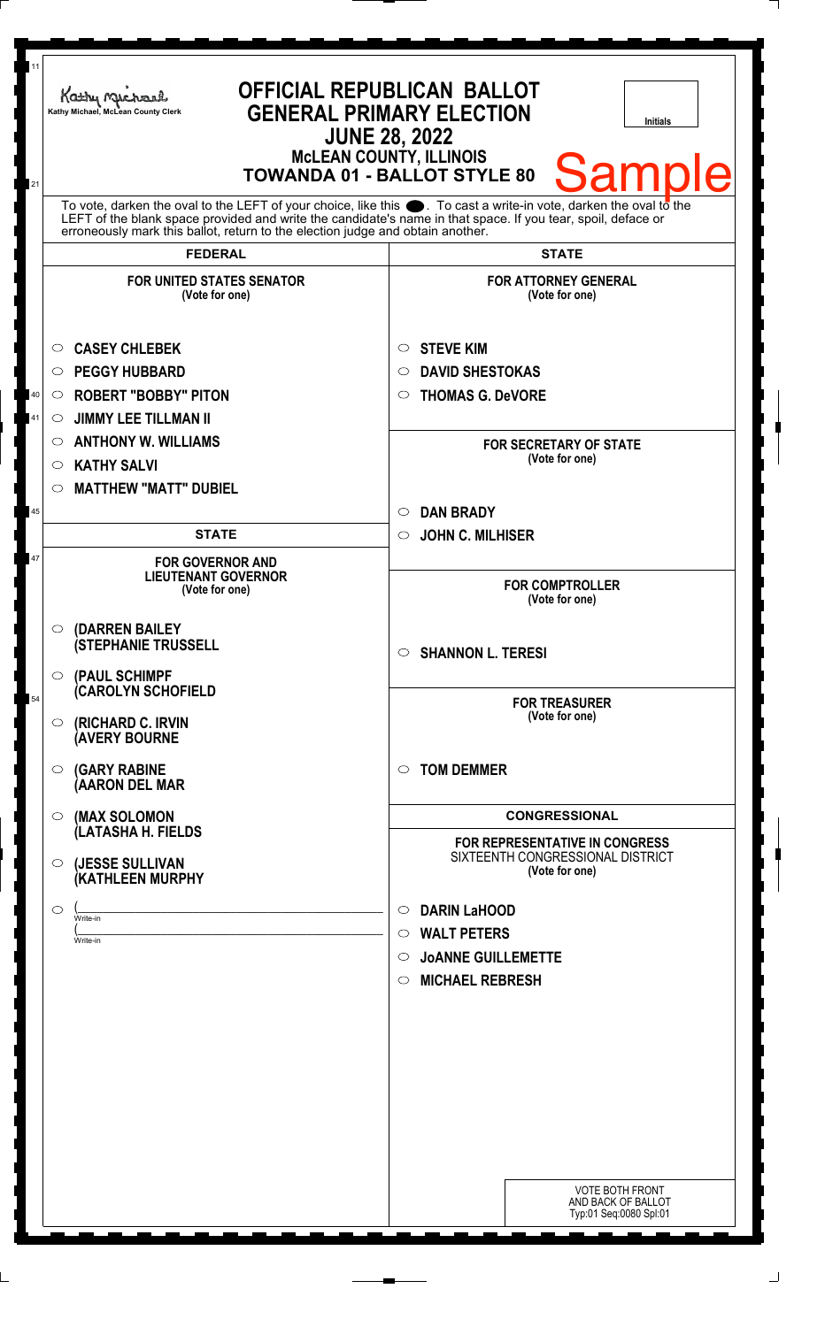Kathy Michael, McLean County Clerk

# OFFICIAL REPUBLICAN BALLOT
## GENERAL PRIMARY ELECTION
### JUNE 28, 2022
### McLEAN COUNTY, ILLINOIS
### TOWANDA 01 - BALLOT STYLE 80

Initials

Sample

To vote, darken the oval to the LEFT of your choice, like this ●. To cast a write-in vote, darken the oval to the LEFT of the blank space provided and write the candidate's name in that space. If you tear, spoil, deface or erroneously mark this ballot, return to the election judge and obtain another.

## FEDERAL

**FOR UNITED STATES SENATOR**
(Vote for one)

- ○ CASEY CHLEBEK
- ○ PEGGY HUBBARD
- ○ ROBERT "BOBBY" PITON
- ○ JIMMY LEE TILLMAN II
- ○ ANTHONY W. WILLIAMS
- ○ KATHY SALVI
- ○ MATTHEW "MATT" DUBIEL

## STATE

**FOR GOVERNOR AND LIEUTENANT GOVERNOR**
(Vote for one)

- ○ (DARREN BAILEY (STEPHANIE TRUSSELL
- ○ (PAUL SCHIMPF (CAROLYN SCHOFIELD
- ○ (RICHARD C. IRVIN (AVERY BOURNE
- ○ (GARY RABINE (AARON DEL MAR
- ○ (MAX SOLOMON (LATASHA H. FIELDS
- ○ (JESSE SULLIVAN (KATHLEEN MURPHY
- ○ (\_\_\_\_\_\_\_\_\_\_ Write-in (\_\_\_\_\_\_\_\_\_\_ Write-in

## STATE

**FOR ATTORNEY GENERAL**
(Vote for one)

- ○ STEVE KIM
- ○ DAVID SHESTOKAS
- ○ THOMAS G. DeVORE

**FOR SECRETARY OF STATE**
(Vote for one)

- ○ DAN BRADY
- ○ JOHN C. MILHISER

**FOR COMPTROLLER**
(Vote for one)

- ○ SHANNON L. TERESI

**FOR TREASURER**
(Vote for one)

- ○ TOM DEMMER

## CONGRESSIONAL

**FOR REPRESENTATIVE IN CONGRESS**
SIXTEENTH CONGRESSIONAL DISTRICT
(Vote for one)

- ○ DARIN LaHOOD
- ○ WALT PETERS
- ○ JoANNE GUILLEMETTE
- ○ MICHAEL REBRESH

VOTE BOTH FRONT AND BACK OF BALLOT
Typ:01 Seq:0080 Spl:01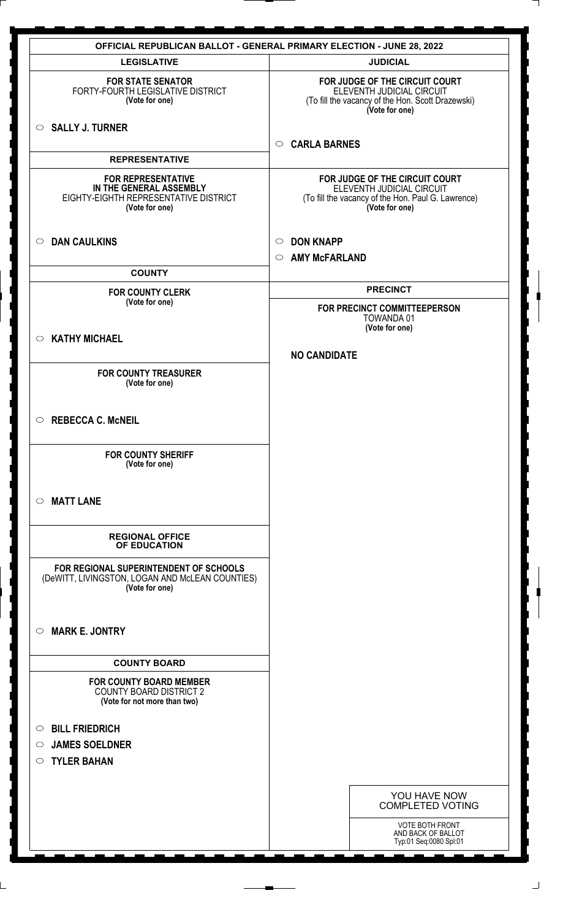# OFFICIAL REPUBLICAN BALLOT - GENERAL PRIMARY ELECTION - JUNE 28, 2022

## LEGISLATIVE

**FOR STATE SENATOR**
FORTY-FOURTH LEGISLATIVE DISTRICT
**(Vote for one)**

○ **SALLY J. TURNER**

## REPRESENTATIVE

**FOR REPRESENTATIVE IN THE GENERAL ASSEMBLY**
EIGHTY-EIGHTH REPRESENTATIVE DISTRICT
**(Vote for one)**

○ **DAN CAULKINS**

## COUNTY

**FOR COUNTY CLERK**
**(Vote for one)**

○ **KATHY MICHAEL**

**FOR COUNTY TREASURER**
**(Vote for one)**

○ **REBECCA C. McNEIL**

**FOR COUNTY SHERIFF**
**(Vote for one)**

○ **MATT LANE**

## REGIONAL OFFICE OF EDUCATION

**FOR REGIONAL SUPERINTENDENT OF SCHOOLS**
(DeWITT, LIVINGSTON, LOGAN AND McLEAN COUNTIES)
**(Vote for one)**

○ **MARK E. JONTRY**

## COUNTY BOARD

**FOR COUNTY BOARD MEMBER**
COUNTY BOARD DISTRICT 2
**(Vote for not more than two)**

○ **BILL FRIEDRICH**
○ **JAMES SOELDNER**
○ **TYLER BAHAN**

## JUDICIAL

**FOR JUDGE OF THE CIRCUIT COURT**
ELEVENTH JUDICIAL CIRCUIT
(To fill the vacancy of the Hon. Scott Drazewski)
**(Vote for one)**

○ **CARLA BARNES**

**FOR JUDGE OF THE CIRCUIT COURT**
ELEVENTH JUDICIAL CIRCUIT
(To fill the vacancy of the Hon. Paul G. Lawrence)
**(Vote for one)**

○ **DON KNAPP**
○ **AMY McFARLAND**

## PRECINCT

**FOR PRECINCT COMMITTEEPERSON**
TOWANDA 01
**(Vote for one)**

**NO CANDIDATE**

YOU HAVE NOW COMPLETED VOTING

VOTE BOTH FRONT AND BACK OF BALLOT
Typ:01 Seq:0080 Spl:01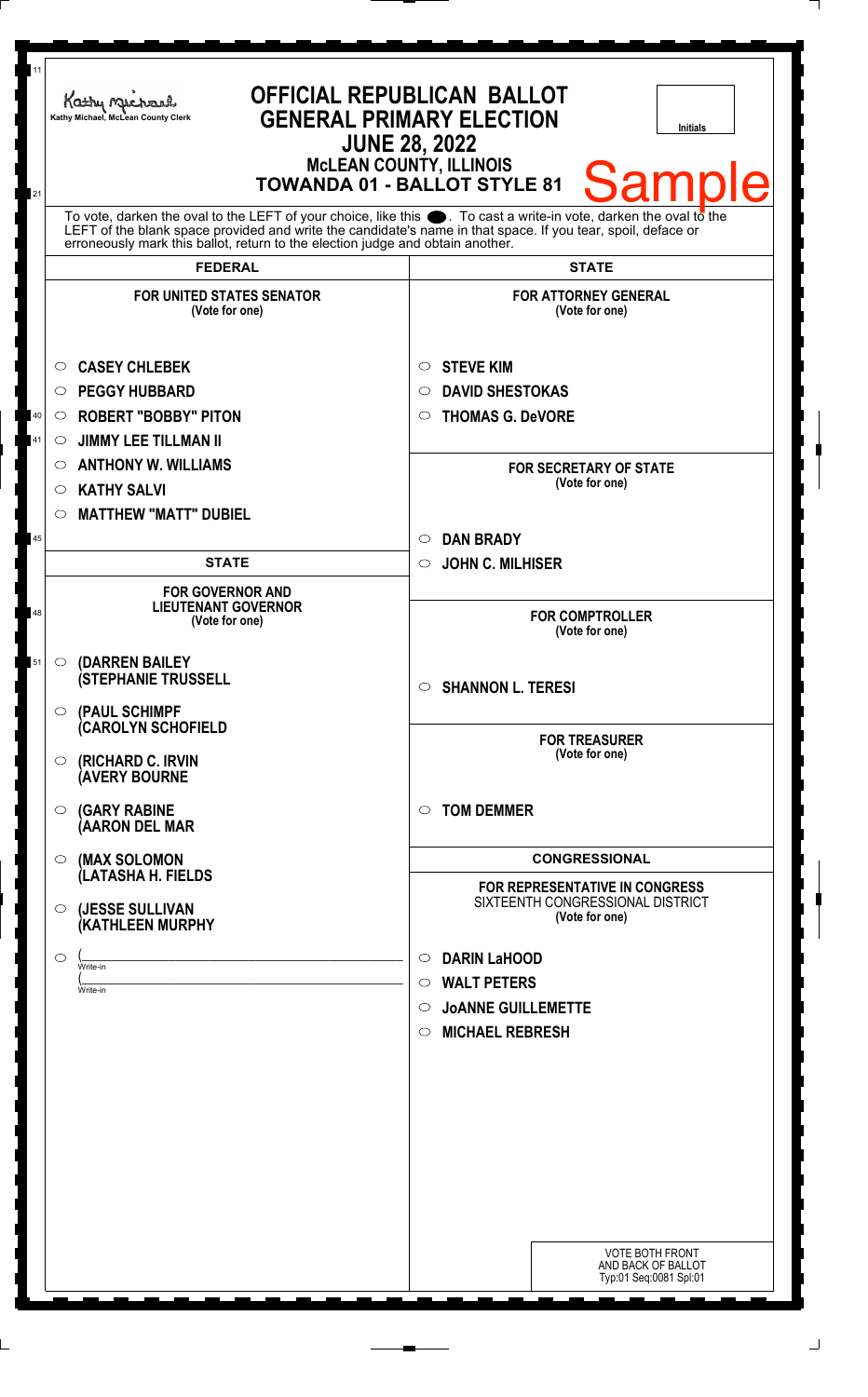Kathy Michael, McLean County Clerk

# OFFICIAL REPUBLICAN BALLOT
## GENERAL PRIMARY ELECTION
## JUNE 28, 2022
### McLEAN COUNTY, ILLINOIS
### TOWANDA 01 - BALLOT STYLE 81

Initials

**Sample**

To vote, darken the oval to the LEFT of your choice, like this ●. To cast a write-in vote, darken the oval to the LEFT of the blank space provided and write the candidate's name in that space. If you tear, spoil, deface or erroneously mark this ballot, return to the election judge and obtain another.

## FEDERAL

### FOR UNITED STATES SENATOR
(Vote for one)

- ○ **CASEY CHLEBEK**
- ○ **PEGGY HUBBARD**
- ○ **ROBERT "BOBBY" PITON**
- ○ **JIMMY LEE TILLMAN II**
- ○ **ANTHONY W. WILLIAMS**
- ○ **KATHY SALVI**
- ○ **MATTHEW "MATT" DUBIEL**

## STATE

### FOR GOVERNOR AND LIEUTENANT GOVERNOR
(Vote for one)

- ○ **(DARREN BAILEY (STEPHANIE TRUSSELL**
- ○ **(PAUL SCHIMPF (CAROLYN SCHOFIELD**
- ○ **(RICHARD C. IRVIN (AVERY BOURNE**
- ○ **(GARY RABINE (AARON DEL MAR**
- ○ **(MAX SOLOMON (LATASHA H. FIELDS**
- ○ **(JESSE SULLIVAN (KATHLEEN MURPHY**
- ○ (\_\_\_\_\_\_\_\_\_\_\_\_ Write-in (\_\_\_\_\_\_\_\_\_\_\_\_ Write-in

## STATE

### FOR ATTORNEY GENERAL
(Vote for one)

- ○ **STEVE KIM**
- ○ **DAVID SHESTOKAS**
- ○ **THOMAS G. DeVORE**

### FOR SECRETARY OF STATE
(Vote for one)

- ○ **DAN BRADY**
- ○ **JOHN C. MILHISER**

### FOR COMPTROLLER
(Vote for one)

- ○ **SHANNON L. TERESI**

### FOR TREASURER
(Vote for one)

- ○ **TOM DEMMER**

## CONGRESSIONAL

### FOR REPRESENTATIVE IN CONGRESS
SIXTEENTH CONGRESSIONAL DISTRICT
(Vote for one)

- ○ **DARIN LaHOOD**
- ○ **WALT PETERS**
- ○ **JoANNE GUILLEMETTE**
- ○ **MICHAEL REBRESH**

VOTE BOTH FRONT AND BACK OF BALLOT
Typ:01 Seq:0081 Spl:01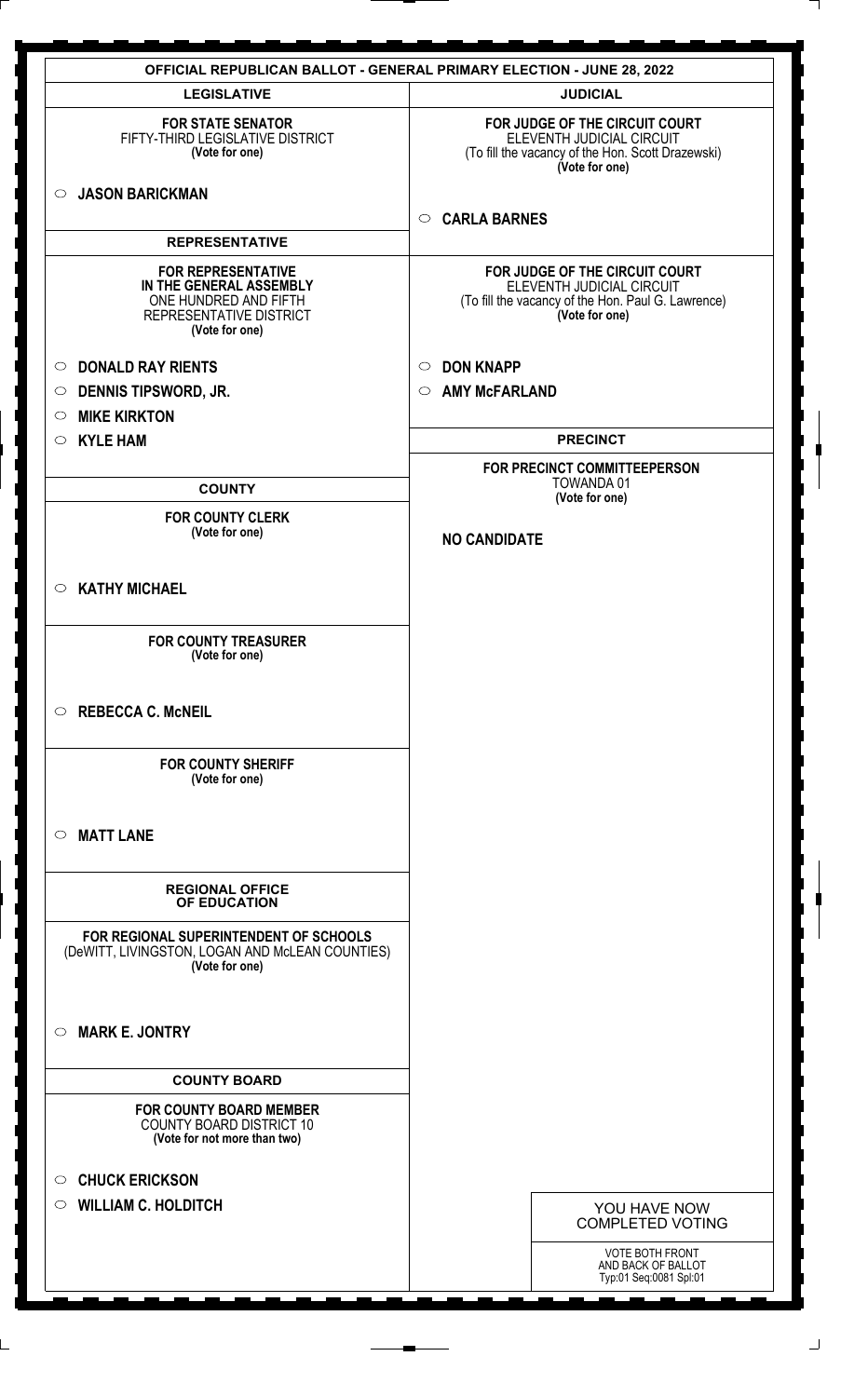# OFFICIAL REPUBLICAN BALLOT - GENERAL PRIMARY ELECTION - JUNE 28, 2022

## LEGISLATIVE

**FOR STATE SENATOR**
FIFTY-THIRD LEGISLATIVE DISTRICT
**(Vote for one)**

○ **JASON BARICKMAN**

## REPRESENTATIVE

**FOR REPRESENTATIVE IN THE GENERAL ASSEMBLY**
ONE HUNDRED AND FIFTH REPRESENTATIVE DISTRICT
**(Vote for one)**

○ **DONALD RAY RIENTS**
○ **DENNIS TIPSWORD, JR.**
○ **MIKE KIRKTON**
○ **KYLE HAM**

## COUNTY

**FOR COUNTY CLERK**
**(Vote for one)**

○ **KATHY MICHAEL**

**FOR COUNTY TREASURER**
**(Vote for one)**

○ **REBECCA C. McNEIL**

**FOR COUNTY SHERIFF**
**(Vote for one)**

○ **MATT LANE**

## REGIONAL OFFICE OF EDUCATION

**FOR REGIONAL SUPERINTENDENT OF SCHOOLS**
(DeWITT, LIVINGSTON, LOGAN AND McLEAN COUNTIES)
**(Vote for one)**

○ **MARK E. JONTRY**

## COUNTY BOARD

**FOR COUNTY BOARD MEMBER**
COUNTY BOARD DISTRICT 10
**(Vote for not more than two)**

○ **CHUCK ERICKSON**
○ **WILLIAM C. HOLDITCH**

## JUDICIAL

**FOR JUDGE OF THE CIRCUIT COURT**
ELEVENTH JUDICIAL CIRCUIT
(To fill the vacancy of the Hon. Scott Drazewski)
**(Vote for one)**

○ **CARLA BARNES**

**FOR JUDGE OF THE CIRCUIT COURT**
ELEVENTH JUDICIAL CIRCUIT
(To fill the vacancy of the Hon. Paul G. Lawrence)
**(Vote for one)**

○ **DON KNAPP**
○ **AMY McFARLAND**

## PRECINCT

**FOR PRECINCT COMMITTEEPERSON**
TOWANDA 01
**(Vote for one)**

**NO CANDIDATE**

YOU HAVE NOW COMPLETED VOTING

VOTE BOTH FRONT AND BACK OF BALLOT
Typ:01 Seq:0081 Spl:01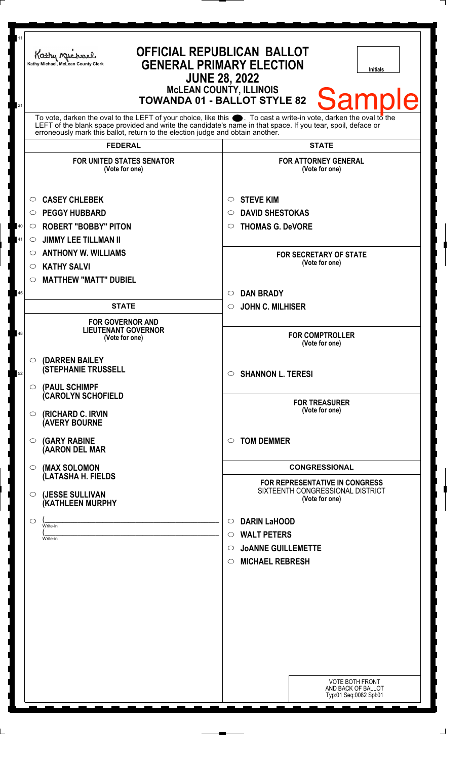Kathy Michael, McLean County Clerk

# OFFICIAL REPUBLICAN BALLOT
## GENERAL PRIMARY ELECTION
## JUNE 28, 2022
### McLEAN COUNTY, ILLINOIS
### TOWANDA 01 - BALLOT STYLE 82

Initials

Sample

To vote, darken the oval to the LEFT of your choice, like this ●. To cast a write-in vote, darken the oval to the LEFT of the blank space provided and write the candidate's name in that space. If you tear, spoil, deface or erroneously mark this ballot, return to the election judge and obtain another.

## FEDERAL

**FOR UNITED STATES SENATOR**
(Vote for one)

- ○ CASEY CHLEBEK
- ○ PEGGY HUBBARD
- ○ ROBERT "BOBBY" PITON
- ○ JIMMY LEE TILLMAN II
- ○ ANTHONY W. WILLIAMS
- ○ KATHY SALVI
- ○ MATTHEW "MATT" DUBIEL

## STATE

**FOR GOVERNOR AND LIEUTENANT GOVERNOR**
(Vote for one)

- ○ (DARREN BAILEY (STEPHANIE TRUSSELL
- ○ (PAUL SCHIMPF (CAROLYN SCHOFIELD
- ○ (RICHARD C. IRVIN (AVERY BOURNE
- ○ (GARY RABINE (AARON DEL MAR
- ○ (MAX SOLOMON (LATASHA H. FIELDS
- ○ (JESSE SULLIVAN (KATHLEEN MURPHY
- ○ (______________ Write-in (______________ Write-in

## STATE

**FOR ATTORNEY GENERAL**
(Vote for one)

- ○ STEVE KIM
- ○ DAVID SHESTOKAS
- ○ THOMAS G. DeVORE

**FOR SECRETARY OF STATE**
(Vote for one)

- ○ DAN BRADY
- ○ JOHN C. MILHISER

**FOR COMPTROLLER**
(Vote for one)

- ○ SHANNON L. TERESI

**FOR TREASURER**
(Vote for one)

- ○ TOM DEMMER

## CONGRESSIONAL

**FOR REPRESENTATIVE IN CONGRESS**
SIXTEENTH CONGRESSIONAL DISTRICT
(Vote for one)

- ○ DARIN LaHOOD
- ○ WALT PETERS
- ○ JoANNE GUILLEMETTE
- ○ MICHAEL REBRESH

VOTE BOTH FRONT AND BACK OF BALLOT
Typ:01 Seq:0082 Spl:01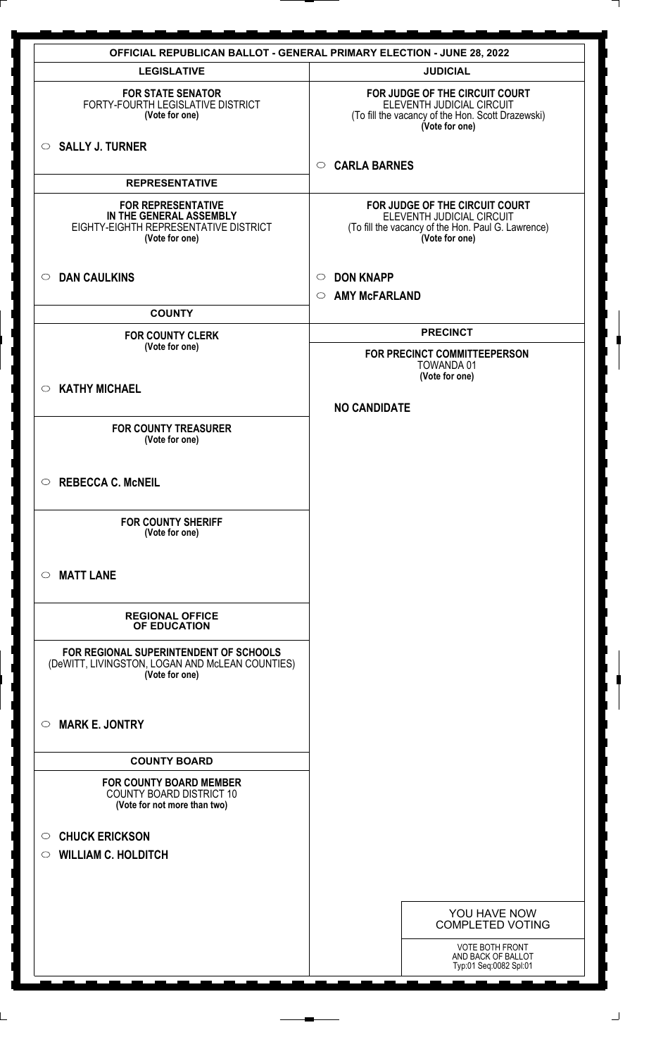# OFFICIAL REPUBLICAN BALLOT - GENERAL PRIMARY ELECTION - JUNE 28, 2022

## LEGISLATIVE

**FOR STATE SENATOR**
FORTY-FOURTH LEGISLATIVE DISTRICT
**(Vote for one)**

○ **SALLY J. TURNER**

## REPRESENTATIVE

**FOR REPRESENTATIVE IN THE GENERAL ASSEMBLY**
EIGHTY-EIGHTH REPRESENTATIVE DISTRICT
**(Vote for one)**

○ **DAN CAULKINS**

## COUNTY

**FOR COUNTY CLERK**
**(Vote for one)**

○ **KATHY MICHAEL**

**FOR COUNTY TREASURER**
**(Vote for one)**

○ **REBECCA C. McNEIL**

**FOR COUNTY SHERIFF**
**(Vote for one)**

○ **MATT LANE**

## REGIONAL OFFICE OF EDUCATION

**FOR REGIONAL SUPERINTENDENT OF SCHOOLS**
(DeWITT, LIVINGSTON, LOGAN AND McLEAN COUNTIES)
**(Vote for one)**

○ **MARK E. JONTRY**

## COUNTY BOARD

**FOR COUNTY BOARD MEMBER**
COUNTY BOARD DISTRICT 10
**(Vote for not more than two)**

○ **CHUCK ERICKSON**

○ **WILLIAM C. HOLDITCH**

## JUDICIAL

**FOR JUDGE OF THE CIRCUIT COURT**
ELEVENTH JUDICIAL CIRCUIT
(To fill the vacancy of the Hon. Scott Drazewski)
**(Vote for one)**

○ **CARLA BARNES**

**FOR JUDGE OF THE CIRCUIT COURT**
ELEVENTH JUDICIAL CIRCUIT
(To fill the vacancy of the Hon. Paul G. Lawrence)
**(Vote for one)**

○ **DON KNAPP**

○ **AMY McFARLAND**

## PRECINCT

**FOR PRECINCT COMMITTEEPERSON**
TOWANDA 01
**(Vote for one)**

**NO CANDIDATE**

YOU HAVE NOW COMPLETED VOTING

VOTE BOTH FRONT AND BACK OF BALLOT
Typ:01 Seq:0082 Spl:01